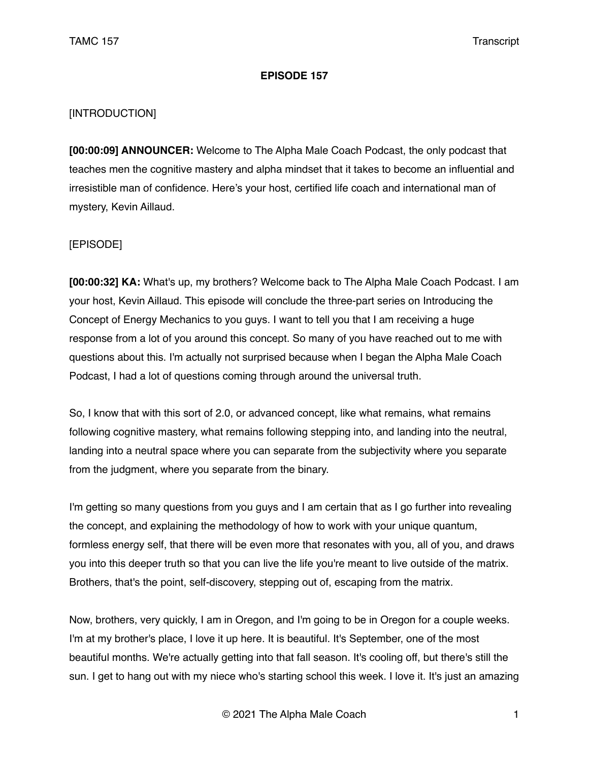**EPISODE 157**

[INTRODUCTION]

**[00:00:09] ANNOUNCER:** Welcome to The Alpha Male Coach Podcast, the only podcast that teaches men the cognitive mastery and alpha mindset that it takes to become an influential and irresistible man of confidence. Here's your host, certified life coach and international man of mystery, Kevin Aillaud.

[EPISODE]

**[00:00:32] KA:** What's up, my brothers? Welcome back to The Alpha Male Coach Podcast. I am your host, Kevin Aillaud. This episode will conclude the three-part series on Introducing the Concept of Energy Mechanics to you guys. I want to tell you that I am receiving a huge response from a lot of you around this concept. So many of you have reached out to me with questions about this. I'm actually not surprised because when I began the Alpha Male Coach Podcast, I had a lot of questions coming through around the universal truth.

So, I know that with this sort of 2.0, or advanced concept, like what remains, what remains following cognitive mastery, what remains following stepping into, and landing into the neutral, landing into a neutral space where you can separate from the subjectivity where you separate from the judgment, where you separate from the binary.

I'm getting so many questions from you guys and I am certain that as I go further into revealing the concept, and explaining the methodology of how to work with your unique quantum, formless energy self, that there will be even more that resonates with you, all of you, and draws you into this deeper truth so that you can live the life you're meant to live outside of the matrix. Brothers, that's the point, self-discovery, stepping out of, escaping from the matrix.

Now, brothers, very quickly, I am in Oregon, and I'm going to be in Oregon for a couple weeks. I'm at my brother's place, I love it up here. It is beautiful. It's September, one of the most beautiful months. We're actually getting into that fall season. It's cooling off, but there's still the sun. I get to hang out with my niece who's starting school this week. I love it. It's just an amazing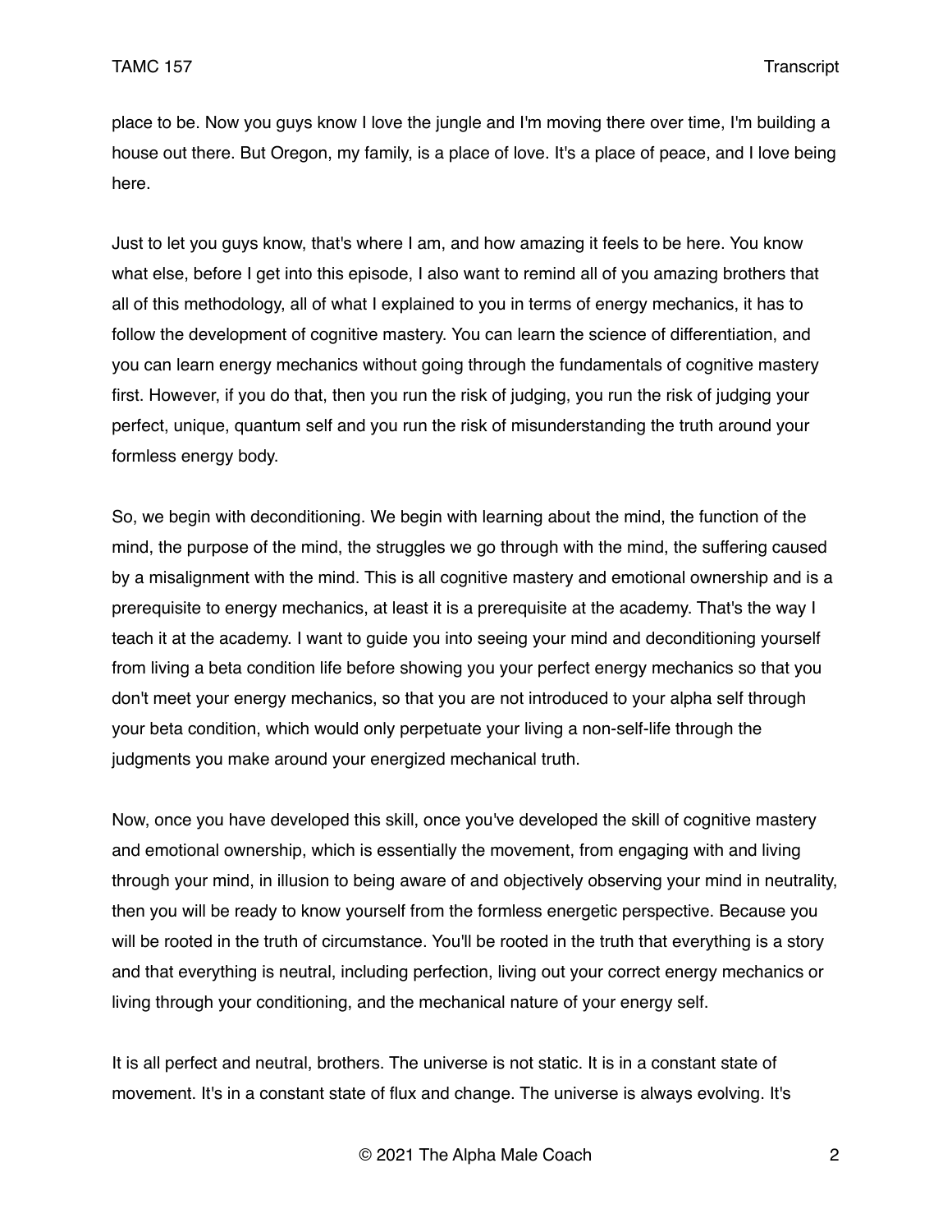place to be. Now you guys know I love the jungle and I'm moving there over time, I'm building a house out there. But Oregon, my family, is a place of love. It's a place of peace, and I love being here.

Just to let you guys know, that's where I am, and how amazing it feels to be here. You know what else, before I get into this episode, I also want to remind all of you amazing brothers that all of this methodology, all of what I explained to you in terms of energy mechanics, it has to follow the development of cognitive mastery. You can learn the science of differentiation, and you can learn energy mechanics without going through the fundamentals of cognitive mastery first. However, if you do that, then you run the risk of judging, you run the risk of judging your perfect, unique, quantum self and you run the risk of misunderstanding the truth around your formless energy body.

So, we begin with deconditioning. We begin with learning about the mind, the function of the mind, the purpose of the mind, the struggles we go through with the mind, the suffering caused by a misalignment with the mind. This is all cognitive mastery and emotional ownership and is a prerequisite to energy mechanics, at least it is a prerequisite at the academy. That's the way I teach it at the academy. I want to guide you into seeing your mind and deconditioning yourself from living a beta condition life before showing you your perfect energy mechanics so that you don't meet your energy mechanics, so that you are not introduced to your alpha self through your beta condition, which would only perpetuate your living a non-self-life through the judgments you make around your energized mechanical truth.

Now, once you have developed this skill, once you've developed the skill of cognitive mastery and emotional ownership, which is essentially the movement, from engaging with and living through your mind, in illusion to being aware of and objectively observing your mind in neutrality, then you will be ready to know yourself from the formless energetic perspective. Because you will be rooted in the truth of circumstance. You'll be rooted in the truth that everything is a story and that everything is neutral, including perfection, living out your correct energy mechanics or living through your conditioning, and the mechanical nature of your energy self.

It is all perfect and neutral, brothers. The universe is not static. It is in a constant state of movement. It's in a constant state of flux and change. The universe is always evolving. It's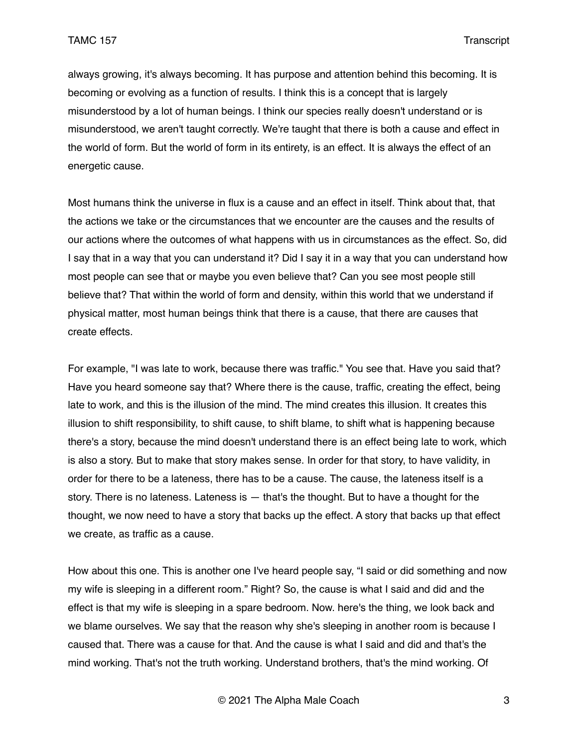always growing, it's always becoming. It has purpose and attention behind this becoming. It is becoming or evolving as a function of results. I think this is a concept that is largely misunderstood by a lot of human beings. I think our species really doesn't understand or is misunderstood, we aren't taught correctly. We're taught that there is both a cause and effect in the world of form. But the world of form in its entirety, is an effect. It is always the effect of an energetic cause.

Most humans think the universe in flux is a cause and an effect in itself. Think about that, that the actions we take or the circumstances that we encounter are the causes and the results of our actions where the outcomes of what happens with us in circumstances as the effect. So, did I say that in a way that you can understand it? Did I say it in a way that you can understand how most people can see that or maybe you even believe that? Can you see most people still believe that? That within the world of form and density, within this world that we understand if physical matter, most human beings think that there is a cause, that there are causes that create effects.

For example, "I was late to work, because there was traffic." You see that. Have you said that? Have you heard someone say that? Where there is the cause, traffic, creating the effect, being late to work, and this is the illusion of the mind. The mind creates this illusion. It creates this illusion to shift responsibility, to shift cause, to shift blame, to shift what is happening because there's a story, because the mind doesn't understand there is an effect being late to work, which is also a story. But to make that story makes sense. In order for that story, to have validity, in order for there to be a lateness, there has to be a cause. The cause, the lateness itself is a story. There is no lateness. Lateness is — that's the thought. But to have a thought for the thought, we now need to have a story that backs up the effect. A story that backs up that effect we create, as traffic as a cause.

How about this one. This is another one I've heard people say, "I said or did something and now my wife is sleeping in a different room." Right? So, the cause is what I said and did and the effect is that my wife is sleeping in a spare bedroom. Now. here's the thing, we look back and we blame ourselves. We say that the reason why she's sleeping in another room is because I caused that. There was a cause for that. And the cause is what I said and did and that's the mind working. That's not the truth working. Understand brothers, that's the mind working. Of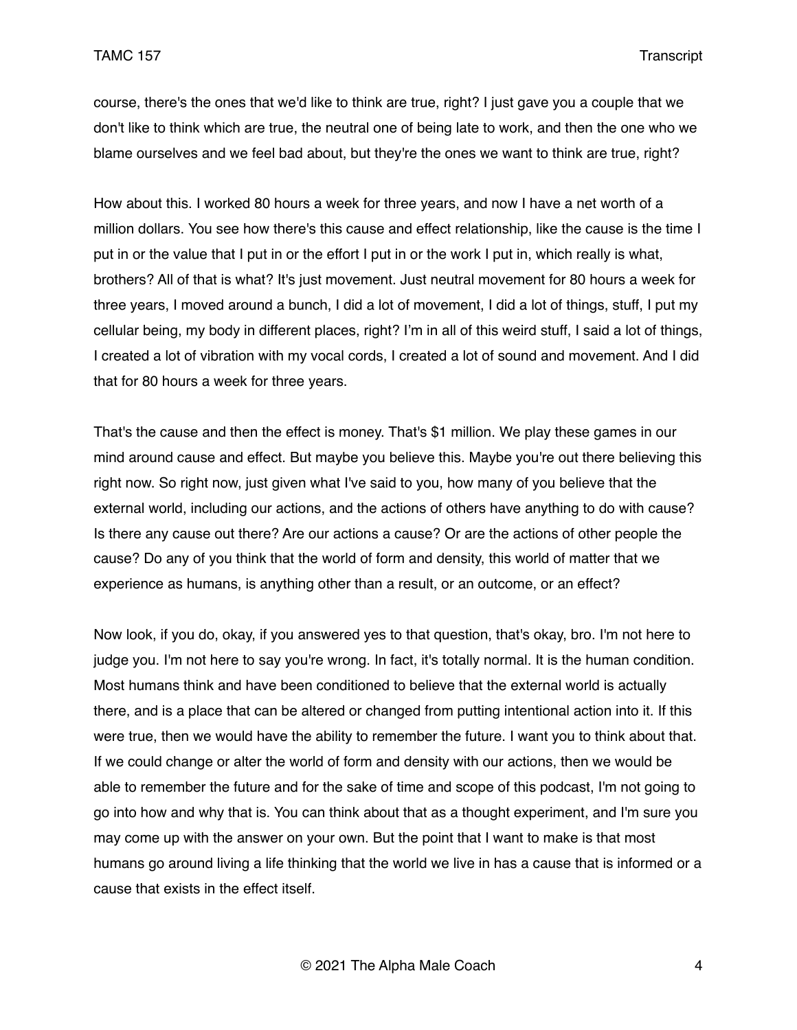course, there's the ones that we'd like to think are true, right? I just gave you a couple that we don't like to think which are true, the neutral one of being late to work, and then the one who we blame ourselves and we feel bad about, but they're the ones we want to think are true, right?

How about this. I worked 80 hours a week for three years, and now I have a net worth of a million dollars. You see how there's this cause and effect relationship, like the cause is the time I put in or the value that I put in or the effort I put in or the work I put in, which really is what, brothers? All of that is what? It's just movement. Just neutral movement for 80 hours a week for three years, I moved around a bunch, I did a lot of movement, I did a lot of things, stuff, I put my cellular being, my body in different places, right? I'm in all of this weird stuff, I said a lot of things, I created a lot of vibration with my vocal cords, I created a lot of sound and movement. And I did that for 80 hours a week for three years.

That's the cause and then the effect is money. That's $1 million. We play these games in our mind around cause and effect. But maybe you believe this. Maybe you're out there believing this right now. So right now, just given what I've said to you, how many of you believe that the external world, including our actions, and the actions of others have anything to do with cause? Is there any cause out there? Are our actions a cause? Or are the actions of other people the cause? Do any of you think that the world of form and density, this world of matter that we experience as humans, is anything other than a result, or an outcome, or an effect?

Now look, if you do, okay, if you answered yes to that question, that's okay, bro. I'm not here to judge you. I'm not here to say you're wrong. In fact, it's totally normal. It is the human condition. Most humans think and have been conditioned to believe that the external world is actually there, and is a place that can be altered or changed from putting intentional action into it. If this were true, then we would have the ability to remember the future. I want you to think about that. If we could change or alter the world of form and density with our actions, then we would be able to remember the future and for the sake of time and scope of this podcast, I'm not going to go into how and why that is. You can think about that as a thought experiment, and I'm sure you may come up with the answer on your own. But the point that I want to make is that most humans go around living a life thinking that the world we live in has a cause that is informed or a cause that exists in the effect itself.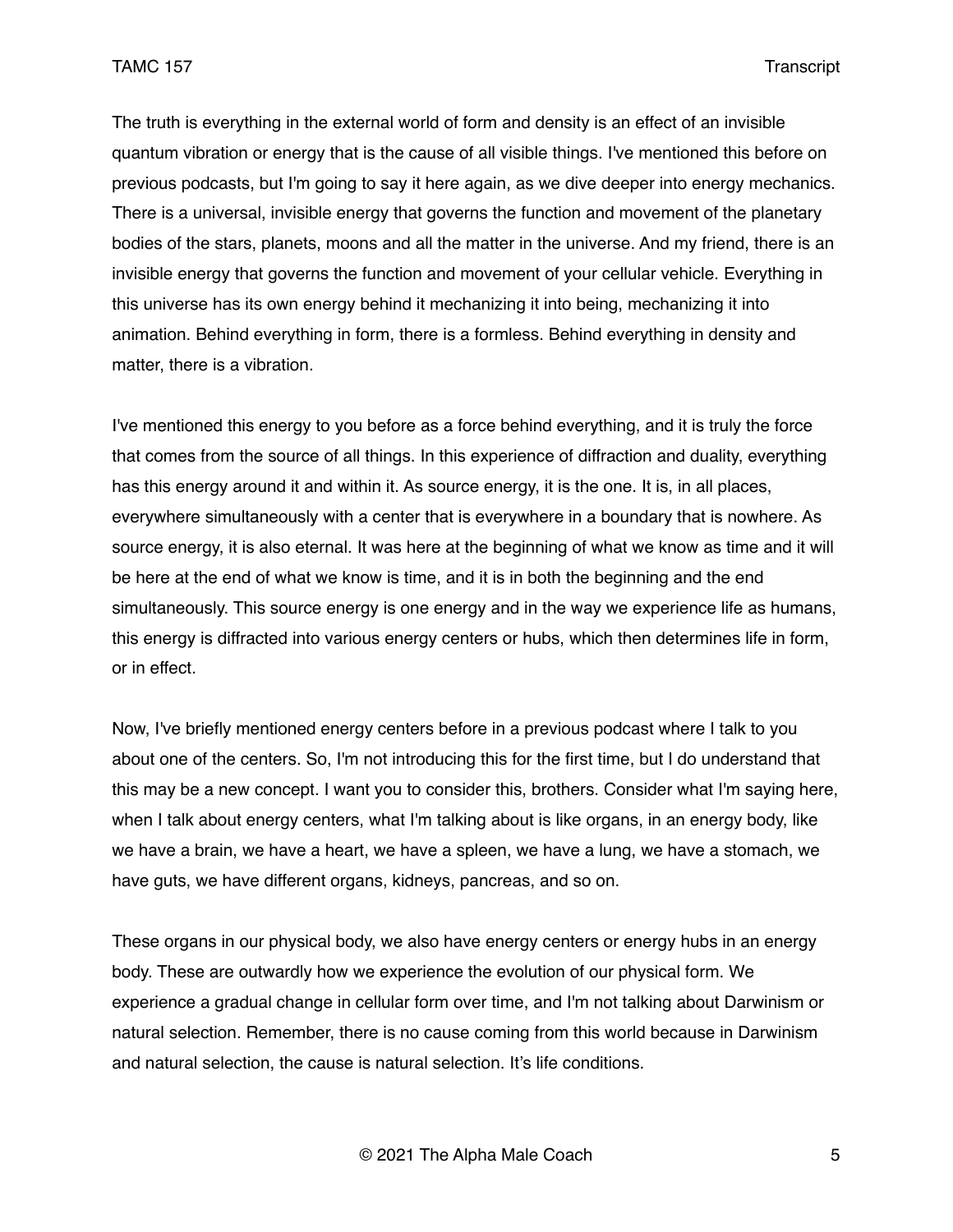The truth is everything in the external world of form and density is an effect of an invisible quantum vibration or energy that is the cause of all visible things. I've mentioned this before on previous podcasts, but I'm going to say it here again, as we dive deeper into energy mechanics. There is a universal, invisible energy that governs the function and movement of the planetary bodies of the stars, planets, moons and all the matter in the universe. And my friend, there is an invisible energy that governs the function and movement of your cellular vehicle. Everything in this universe has its own energy behind it mechanizing it into being, mechanizing it into animation. Behind everything in form, there is a formless. Behind everything in density and matter, there is a vibration.

I've mentioned this energy to you before as a force behind everything, and it is truly the force that comes from the source of all things. In this experience of diffraction and duality, everything has this energy around it and within it. As source energy, it is the one. It is, in all places, everywhere simultaneously with a center that is everywhere in a boundary that is nowhere. As source energy, it is also eternal. It was here at the beginning of what we know as time and it will be here at the end of what we know is time, and it is in both the beginning and the end simultaneously. This source energy is one energy and in the way we experience life as humans, this energy is diffracted into various energy centers or hubs, which then determines life in form, or in effect.

Now, I've briefly mentioned energy centers before in a previous podcast where I talk to you about one of the centers. So, I'm not introducing this for the first time, but I do understand that this may be a new concept. I want you to consider this, brothers. Consider what I'm saying here, when I talk about energy centers, what I'm talking about is like organs, in an energy body, like we have a brain, we have a heart, we have a spleen, we have a lung, we have a stomach, we have guts, we have different organs, kidneys, pancreas, and so on.

These organs in our physical body, we also have energy centers or energy hubs in an energy body. These are outwardly how we experience the evolution of our physical form. We experience a gradual change in cellular form over time, and I'm not talking about Darwinism or natural selection. Remember, there is no cause coming from this world because in Darwinism and natural selection, the cause is natural selection. It's life conditions.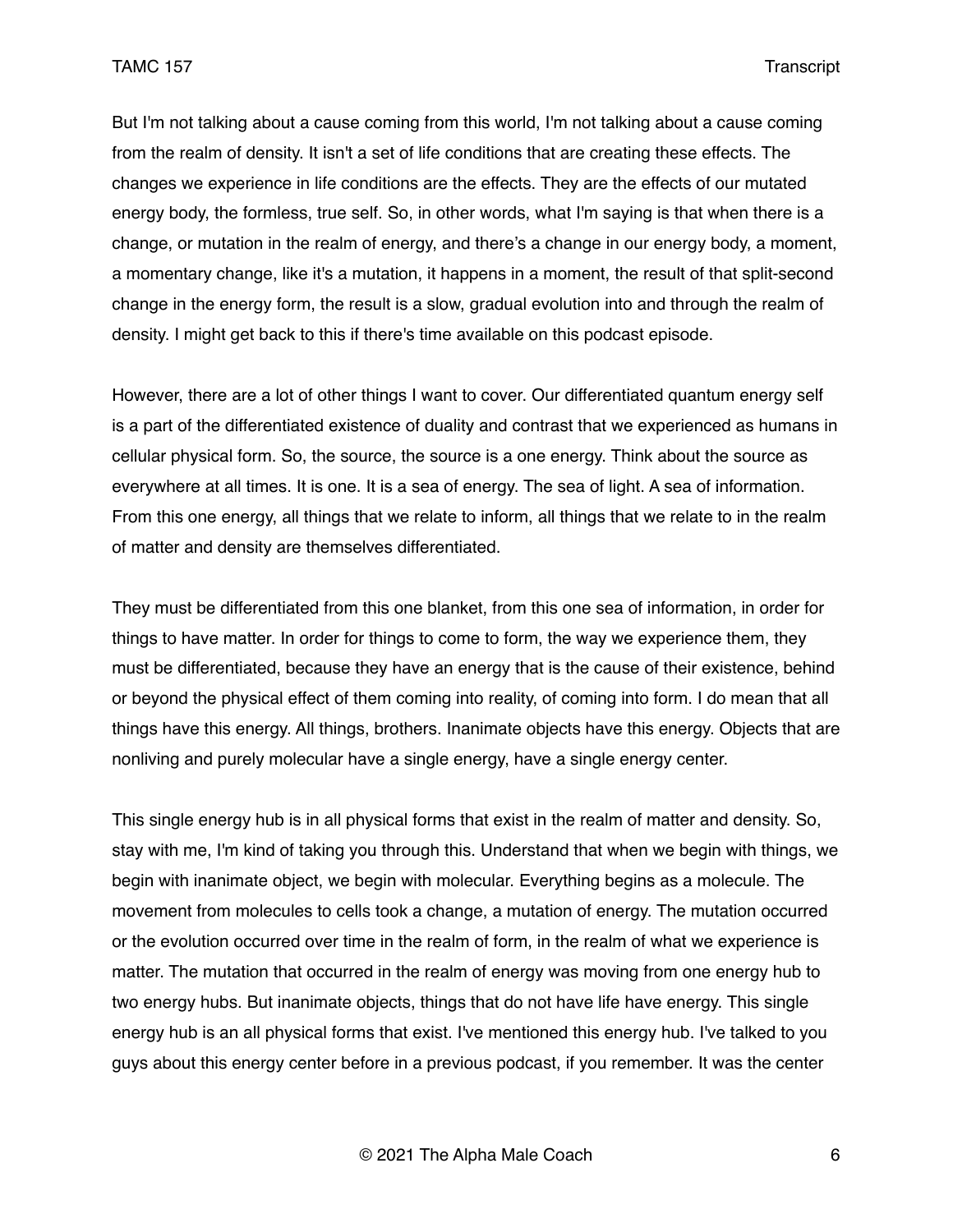But I'm not talking about a cause coming from this world, I'm not talking about a cause coming from the realm of density. It isn't a set of life conditions that are creating these effects. The changes we experience in life conditions are the effects. They are the effects of our mutated energy body, the formless, true self. So, in other words, what I'm saying is that when there is a change, or mutation in the realm of energy, and there's a change in our energy body, a moment, a momentary change, like it's a mutation, it happens in a moment, the result of that split-second change in the energy form, the result is a slow, gradual evolution into and through the realm of density. I might get back to this if there's time available on this podcast episode.

However, there are a lot of other things I want to cover. Our differentiated quantum energy self is a part of the differentiated existence of duality and contrast that we experienced as humans in cellular physical form. So, the source, the source is a one energy. Think about the source as everywhere at all times. It is one. It is a sea of energy. The sea of light. A sea of information. From this one energy, all things that we relate to inform, all things that we relate to in the realm of matter and density are themselves differentiated.

They must be differentiated from this one blanket, from this one sea of information, in order for things to have matter. In order for things to come to form, the way we experience them, they must be differentiated, because they have an energy that is the cause of their existence, behind or beyond the physical effect of them coming into reality, of coming into form. I do mean that all things have this energy. All things, brothers. Inanimate objects have this energy. Objects that are nonliving and purely molecular have a single energy, have a single energy center.

This single energy hub is in all physical forms that exist in the realm of matter and density. So, stay with me, I'm kind of taking you through this. Understand that when we begin with things, we begin with inanimate object, we begin with molecular. Everything begins as a molecule. The movement from molecules to cells took a change, a mutation of energy. The mutation occurred or the evolution occurred over time in the realm of form, in the realm of what we experience is matter. The mutation that occurred in the realm of energy was moving from one energy hub to two energy hubs. But inanimate objects, things that do not have life have energy. This single energy hub is an all physical forms that exist. I've mentioned this energy hub. I've talked to you guys about this energy center before in a previous podcast, if you remember. It was the center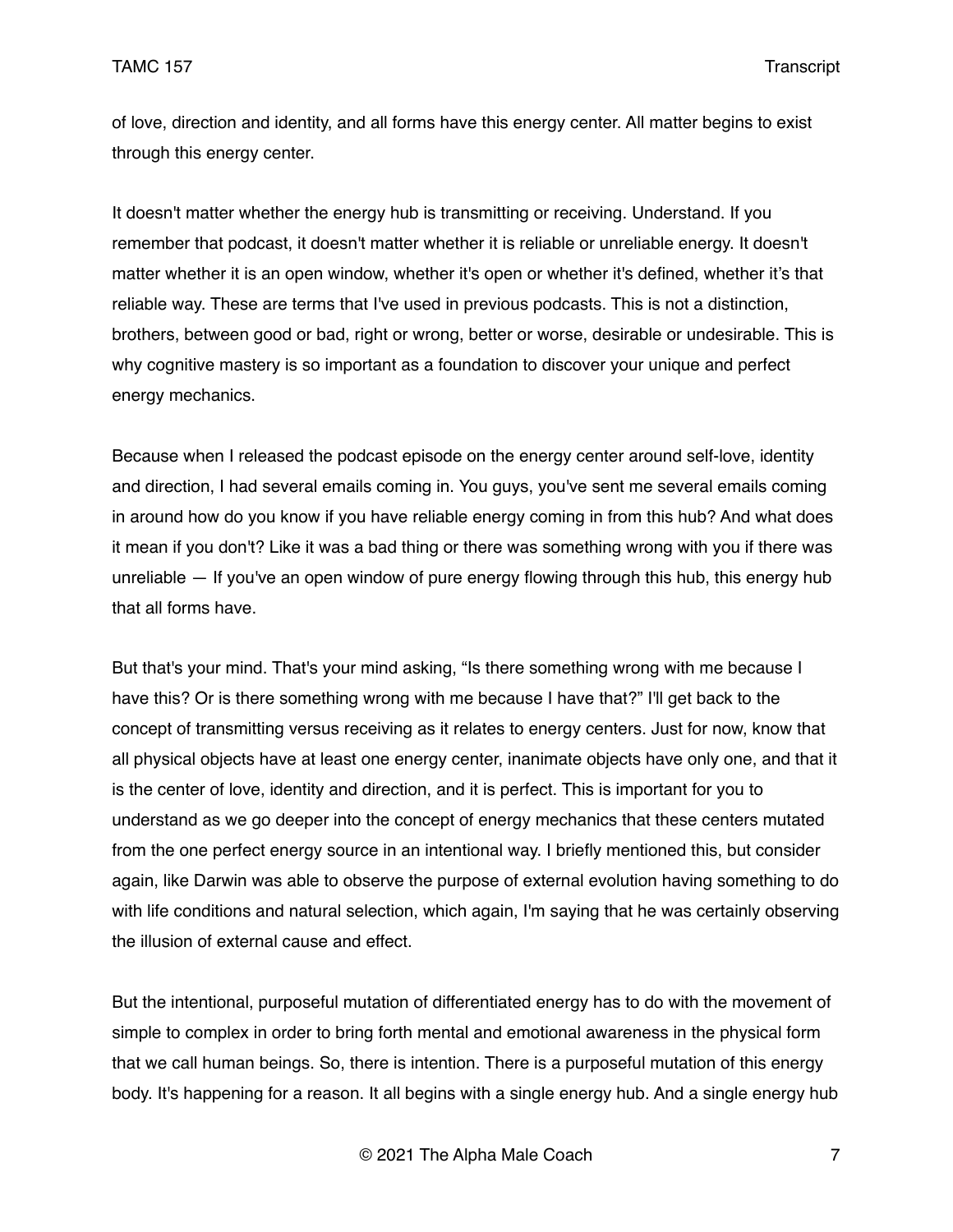of love, direction and identity, and all forms have this energy center. All matter begins to exist through this energy center.

It doesn't matter whether the energy hub is transmitting or receiving. Understand. If you remember that podcast, it doesn't matter whether it is reliable or unreliable energy. It doesn't matter whether it is an open window, whether it's open or whether it's defined, whether it's that reliable way. These are terms that I've used in previous podcasts. This is not a distinction, brothers, between good or bad, right or wrong, better or worse, desirable or undesirable. This is why cognitive mastery is so important as a foundation to discover your unique and perfect energy mechanics.

Because when I released the podcast episode on the energy center around self-love, identity and direction, I had several emails coming in. You guys, you've sent me several emails coming in around how do you know if you have reliable energy coming in from this hub? And what does it mean if you don't? Like it was a bad thing or there was something wrong with you if there was unreliable — If you've an open window of pure energy flowing through this hub, this energy hub that all forms have.

But that's your mind. That's your mind asking, "Is there something wrong with me because I have this? Or is there something wrong with me because I have that?" I'll get back to the concept of transmitting versus receiving as it relates to energy centers. Just for now, know that all physical objects have at least one energy center, inanimate objects have only one, and that it is the center of love, identity and direction, and it is perfect. This is important for you to understand as we go deeper into the concept of energy mechanics that these centers mutated from the one perfect energy source in an intentional way. I briefly mentioned this, but consider again, like Darwin was able to observe the purpose of external evolution having something to do with life conditions and natural selection, which again, I'm saying that he was certainly observing the illusion of external cause and effect.

But the intentional, purposeful mutation of differentiated energy has to do with the movement of simple to complex in order to bring forth mental and emotional awareness in the physical form that we call human beings. So, there is intention. There is a purposeful mutation of this energy body. It's happening for a reason. It all begins with a single energy hub. And a single energy hub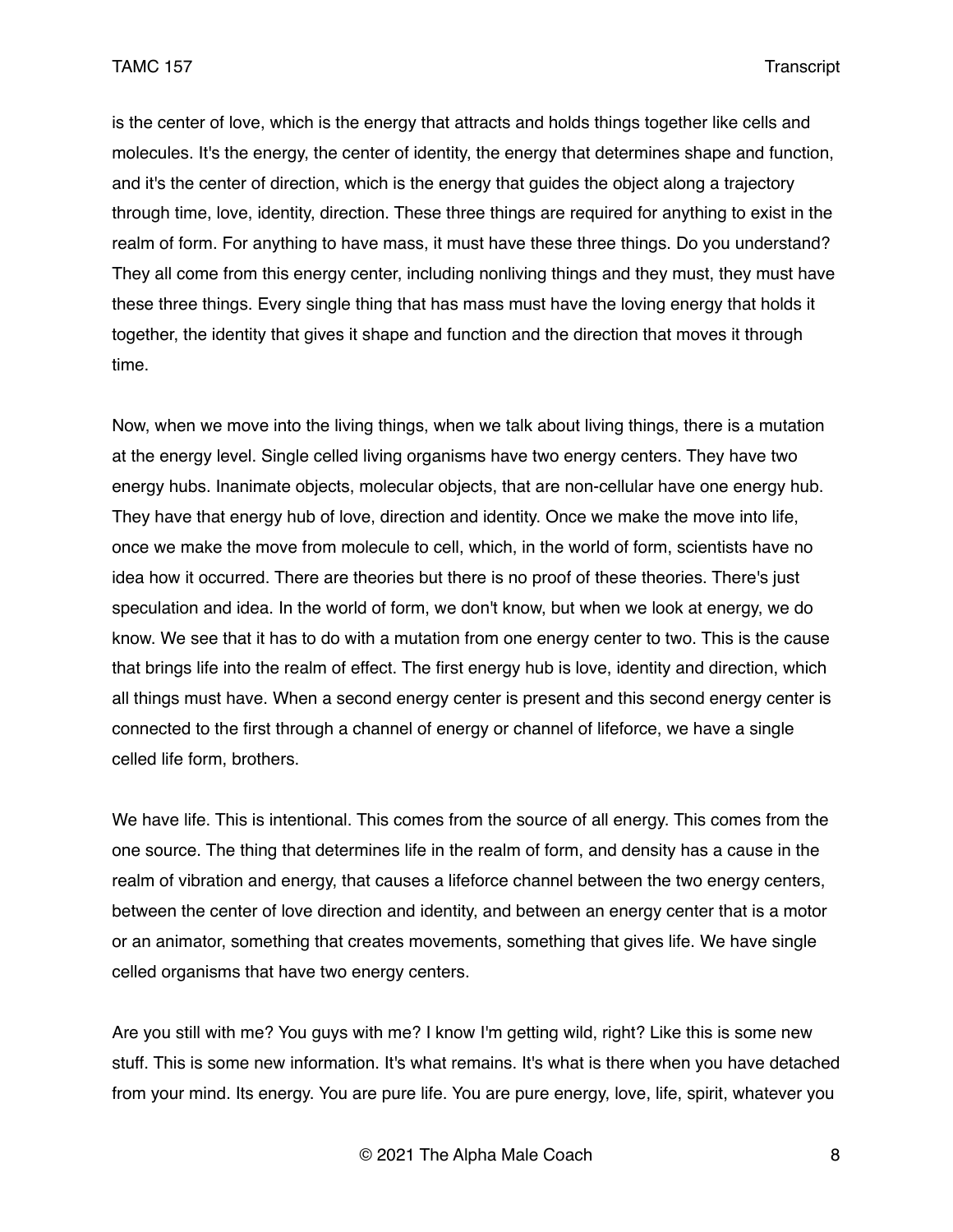is the center of love, which is the energy that attracts and holds things together like cells and molecules. It's the energy, the center of identity, the energy that determines shape and function, and it's the center of direction, which is the energy that guides the object along a trajectory through time, love, identity, direction. These three things are required for anything to exist in the realm of form. For anything to have mass, it must have these three things. Do you understand? They all come from this energy center, including nonliving things and they must, they must have these three things. Every single thing that has mass must have the loving energy that holds it together, the identity that gives it shape and function and the direction that moves it through time.

Now, when we move into the living things, when we talk about living things, there is a mutation at the energy level. Single celled living organisms have two energy centers. They have two energy hubs. Inanimate objects, molecular objects, that are non-cellular have one energy hub. They have that energy hub of love, direction and identity. Once we make the move into life, once we make the move from molecule to cell, which, in the world of form, scientists have no idea how it occurred. There are theories but there is no proof of these theories. There's just speculation and idea. In the world of form, we don't know, but when we look at energy, we do know. We see that it has to do with a mutation from one energy center to two. This is the cause that brings life into the realm of effect. The first energy hub is love, identity and direction, which all things must have. When a second energy center is present and this second energy center is connected to the first through a channel of energy or channel of lifeforce, we have a single celled life form, brothers.

We have life. This is intentional. This comes from the source of all energy. This comes from the one source. The thing that determines life in the realm of form, and density has a cause in the realm of vibration and energy, that causes a lifeforce channel between the two energy centers, between the center of love direction and identity, and between an energy center that is a motor or an animator, something that creates movements, something that gives life. We have single celled organisms that have two energy centers.

Are you still with me? You guys with me? I know I'm getting wild, right? Like this is some new stuff. This is some new information. It's what remains. It's what is there when you have detached from your mind. Its energy. You are pure life. You are pure energy, love, life, spirit, whatever you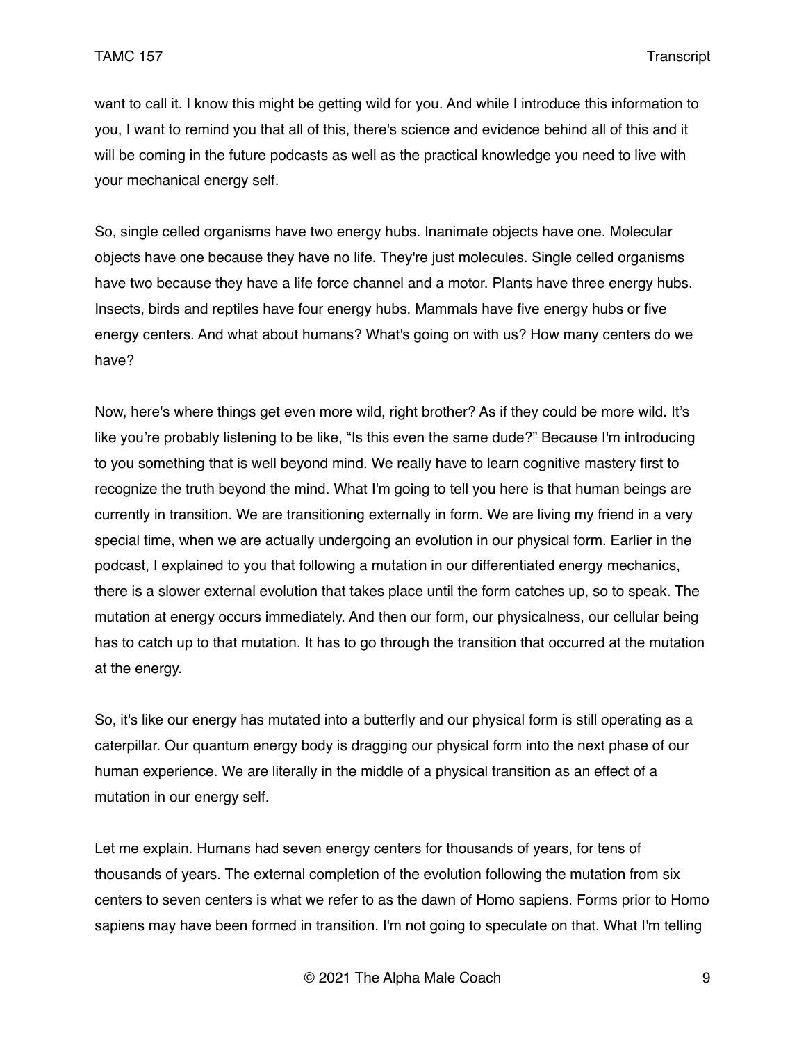want to call it. I know this might be getting wild for you. And while I introduce this information to you, I want to remind you that all of this, there's science and evidence behind all of this and it will be coming in the future podcasts as well as the practical knowledge you need to live with your mechanical energy self.

So, single celled organisms have two energy hubs. Inanimate objects have one. Molecular objects have one because they have no life. They're just molecules. Single celled organisms have two because they have a life force channel and a motor. Plants have three energy hubs. Insects, birds and reptiles have four energy hubs. Mammals have five energy hubs or five energy centers. And what about humans? What's going on with us? How many centers do we have?

Now, here's where things get even more wild, right brother? As if they could be more wild. It's like you're probably listening to be like, "Is this even the same dude?" Because I'm introducing to you something that is well beyond mind. We really have to learn cognitive mastery first to recognize the truth beyond the mind. What I'm going to tell you here is that human beings are currently in transition. We are transitioning externally in form. We are living my friend in a very special time, when we are actually undergoing an evolution in our physical form. Earlier in the podcast, I explained to you that following a mutation in our differentiated energy mechanics, there is a slower external evolution that takes place until the form catches up, so to speak. The mutation at energy occurs immediately. And then our form, our physicalness, our cellular being has to catch up to that mutation. It has to go through the transition that occurred at the mutation at the energy.

So, it's like our energy has mutated into a butterfly and our physical form is still operating as a caterpillar. Our quantum energy body is dragging our physical form into the next phase of our human experience. We are literally in the middle of a physical transition as an effect of a mutation in our energy self.

Let me explain. Humans had seven energy centers for thousands of years, for tens of thousands of years. The external completion of the evolution following the mutation from six centers to seven centers is what we refer to as the dawn of Homo sapiens. Forms prior to Homo sapiens may have been formed in transition. I'm not going to speculate on that. What I'm telling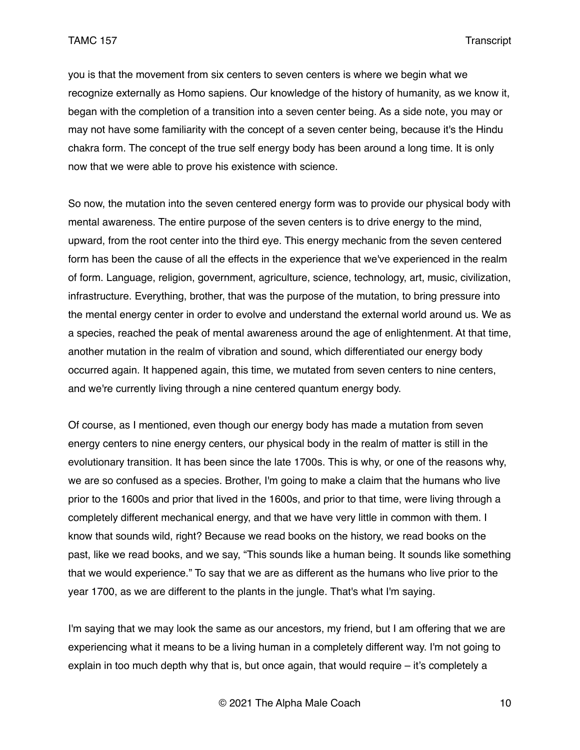you is that the movement from six centers to seven centers is where we begin what we recognize externally as Homo sapiens. Our knowledge of the history of humanity, as we know it, began with the completion of a transition into a seven center being. As a side note, you may or may not have some familiarity with the concept of a seven center being, because it's the Hindu chakra form. The concept of the true self energy body has been around a long time. It is only now that we were able to prove his existence with science.

So now, the mutation into the seven centered energy form was to provide our physical body with mental awareness. The entire purpose of the seven centers is to drive energy to the mind, upward, from the root center into the third eye. This energy mechanic from the seven centered form has been the cause of all the effects in the experience that we've experienced in the realm of form. Language, religion, government, agriculture, science, technology, art, music, civilization, infrastructure. Everything, brother, that was the purpose of the mutation, to bring pressure into the mental energy center in order to evolve and understand the external world around us. We as a species, reached the peak of mental awareness around the age of enlightenment. At that time, another mutation in the realm of vibration and sound, which differentiated our energy body occurred again. It happened again, this time, we mutated from seven centers to nine centers, and we're currently living through a nine centered quantum energy body.

Of course, as I mentioned, even though our energy body has made a mutation from seven energy centers to nine energy centers, our physical body in the realm of matter is still in the evolutionary transition. It has been since the late 1700s. This is why, or one of the reasons why, we are so confused as a species. Brother, I'm going to make a claim that the humans who live prior to the 1600s and prior that lived in the 1600s, and prior to that time, were living through a completely different mechanical energy, and that we have very little in common with them. I know that sounds wild, right? Because we read books on the history, we read books on the past, like we read books, and we say, "This sounds like a human being. It sounds like something that we would experience." To say that we are as different as the humans who live prior to the year 1700, as we are different to the plants in the jungle. That's what I'm saying.

I'm saying that we may look the same as our ancestors, my friend, but I am offering that we are experiencing what it means to be a living human in a completely different way. I'm not going to explain in too much depth why that is, but once again, that would require – it's completely a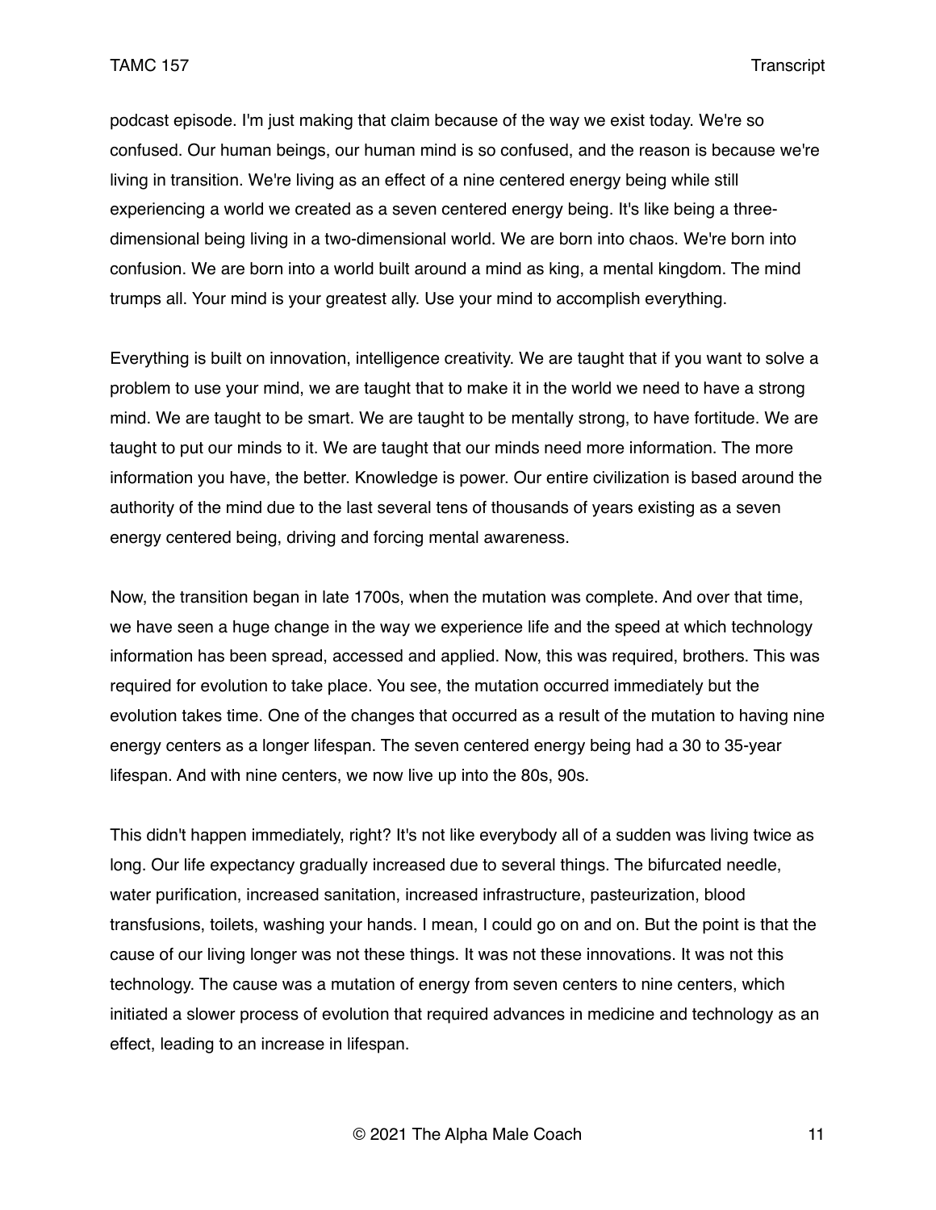podcast episode. I'm just making that claim because of the way we exist today. We're so confused. Our human beings, our human mind is so confused, and the reason is because we're living in transition. We're living as an effect of a nine centered energy being while still experiencing a world we created as a seven centered energy being. It's like being a three-dimensional being living in a two-dimensional world. We are born into chaos. We're born into confusion. We are born into a world built around a mind as king, a mental kingdom. The mind trumps all. Your mind is your greatest ally. Use your mind to accomplish everything.

Everything is built on innovation, intelligence creativity. We are taught that if you want to solve a problem to use your mind, we are taught that to make it in the world we need to have a strong mind. We are taught to be smart. We are taught to be mentally strong, to have fortitude. We are taught to put our minds to it. We are taught that our minds need more information. The more information you have, the better. Knowledge is power. Our entire civilization is based around the authority of the mind due to the last several tens of thousands of years existing as a seven energy centered being, driving and forcing mental awareness.

Now, the transition began in late 1700s, when the mutation was complete. And over that time, we have seen a huge change in the way we experience life and the speed at which technology information has been spread, accessed and applied. Now, this was required, brothers. This was required for evolution to take place. You see, the mutation occurred immediately but the evolution takes time. One of the changes that occurred as a result of the mutation to having nine energy centers as a longer lifespan. The seven centered energy being had a 30 to 35-year lifespan. And with nine centers, we now live up into the 80s, 90s.

This didn't happen immediately, right? It's not like everybody all of a sudden was living twice as long. Our life expectancy gradually increased due to several things. The bifurcated needle, water purification, increased sanitation, increased infrastructure, pasteurization, blood transfusions, toilets, washing your hands. I mean, I could go on and on. But the point is that the cause of our living longer was not these things. It was not these innovations. It was not this technology. The cause was a mutation of energy from seven centers to nine centers, which initiated a slower process of evolution that required advances in medicine and technology as an effect, leading to an increase in lifespan.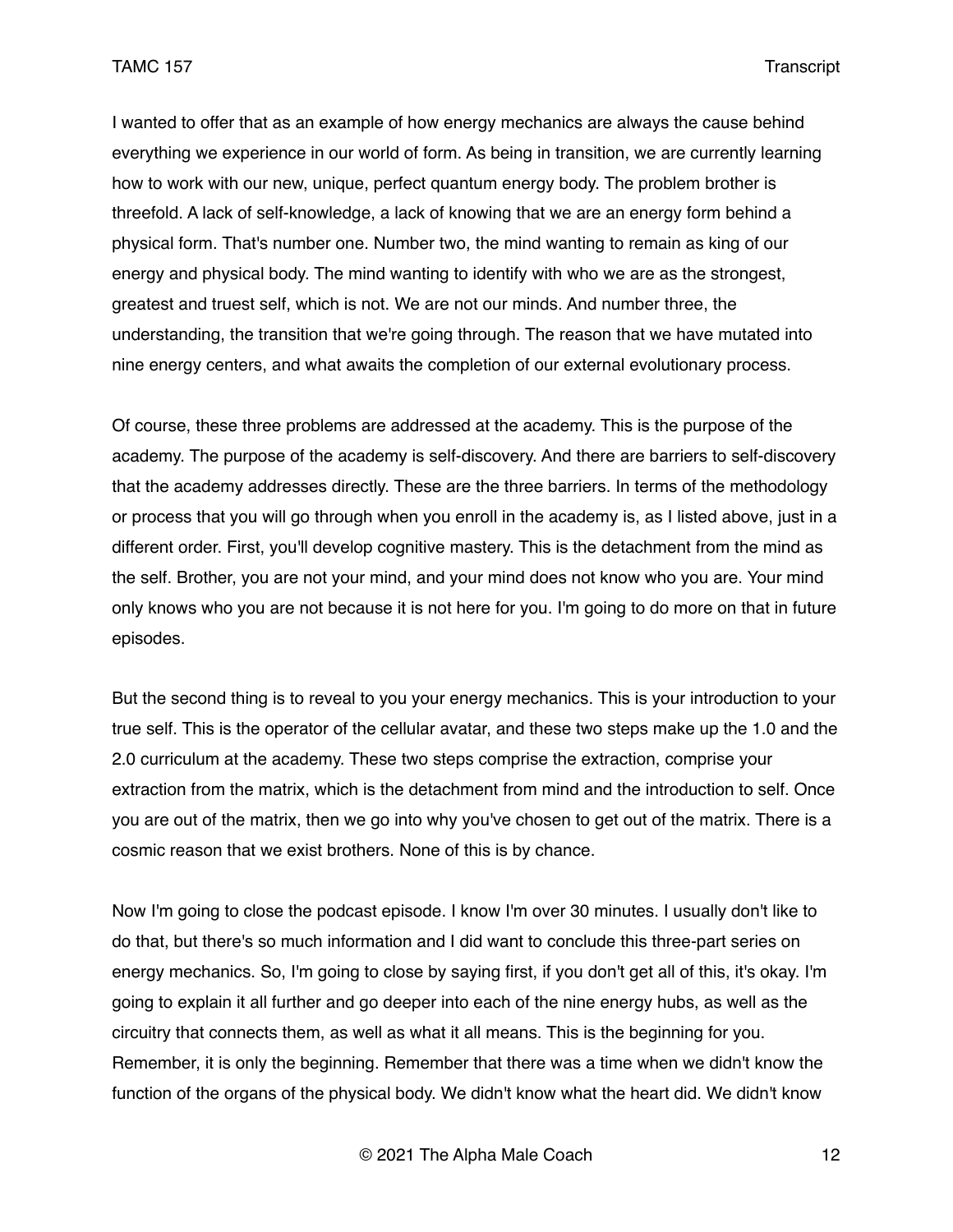I wanted to offer that as an example of how energy mechanics are always the cause behind everything we experience in our world of form. As being in transition, we are currently learning how to work with our new, unique, perfect quantum energy body. The problem brother is threefold. A lack of self-knowledge, a lack of knowing that we are an energy form behind a physical form. That's number one. Number two, the mind wanting to remain as king of our energy and physical body. The mind wanting to identify with who we are as the strongest, greatest and truest self, which is not. We are not our minds. And number three, the understanding, the transition that we're going through. The reason that we have mutated into nine energy centers, and what awaits the completion of our external evolutionary process.

Of course, these three problems are addressed at the academy. This is the purpose of the academy. The purpose of the academy is self-discovery. And there are barriers to self-discovery that the academy addresses directly. These are the three barriers. In terms of the methodology or process that you will go through when you enroll in the academy is, as I listed above, just in a different order. First, you'll develop cognitive mastery. This is the detachment from the mind as the self. Brother, you are not your mind, and your mind does not know who you are. Your mind only knows who you are not because it is not here for you. I'm going to do more on that in future episodes.

But the second thing is to reveal to you your energy mechanics. This is your introduction to your true self. This is the operator of the cellular avatar, and these two steps make up the 1.0 and the 2.0 curriculum at the academy. These two steps comprise the extraction, comprise your extraction from the matrix, which is the detachment from mind and the introduction to self. Once you are out of the matrix, then we go into why you've chosen to get out of the matrix. There is a cosmic reason that we exist brothers. None of this is by chance.

Now I'm going to close the podcast episode. I know I'm over 30 minutes. I usually don't like to do that, but there's so much information and I did want to conclude this three-part series on energy mechanics. So, I'm going to close by saying first, if you don't get all of this, it's okay. I'm going to explain it all further and go deeper into each of the nine energy hubs, as well as the circuitry that connects them, as well as what it all means. This is the beginning for you. Remember, it is only the beginning. Remember that there was a time when we didn't know the function of the organs of the physical body. We didn't know what the heart did. We didn't know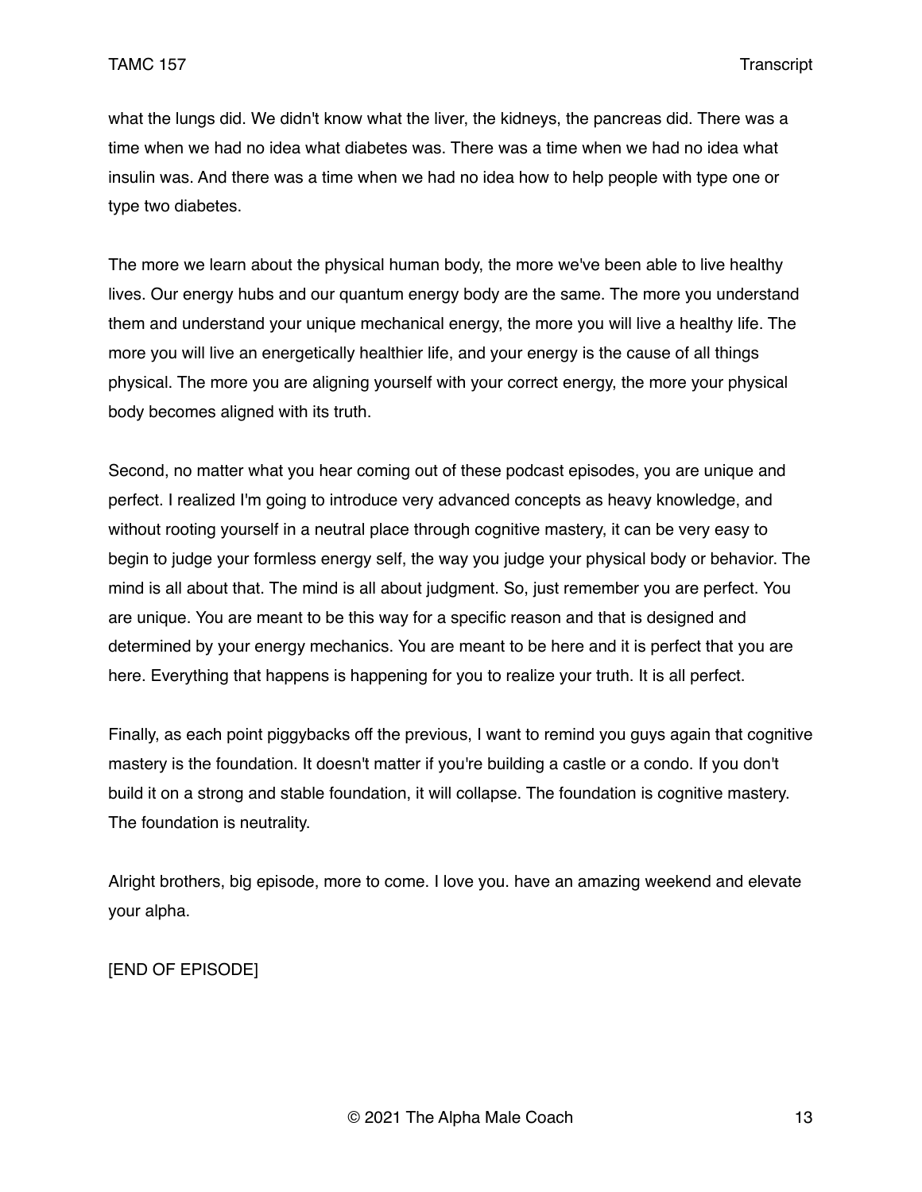what the lungs did. We didn't know what the liver, the kidneys, the pancreas did. There was a time when we had no idea what diabetes was. There was a time when we had no idea what insulin was. And there was a time when we had no idea how to help people with type one or type two diabetes.

The more we learn about the physical human body, the more we've been able to live healthy lives. Our energy hubs and our quantum energy body are the same. The more you understand them and understand your unique mechanical energy, the more you will live a healthy life. The more you will live an energetically healthier life, and your energy is the cause of all things physical. The more you are aligning yourself with your correct energy, the more your physical body becomes aligned with its truth.

Second, no matter what you hear coming out of these podcast episodes, you are unique and perfect. I realized I'm going to introduce very advanced concepts as heavy knowledge, and without rooting yourself in a neutral place through cognitive mastery, it can be very easy to begin to judge your formless energy self, the way you judge your physical body or behavior. The mind is all about that. The mind is all about judgment. So, just remember you are perfect. You are unique. You are meant to be this way for a specific reason and that is designed and determined by your energy mechanics. You are meant to be here and it is perfect that you are here. Everything that happens is happening for you to realize your truth. It is all perfect.

Finally, as each point piggybacks off the previous, I want to remind you guys again that cognitive mastery is the foundation. It doesn't matter if you're building a castle or a condo. If you don't build it on a strong and stable foundation, it will collapse. The foundation is cognitive mastery. The foundation is neutrality.

Alright brothers, big episode, more to come. I love you. have an amazing weekend and elevate your alpha.

[END OF EPISODE]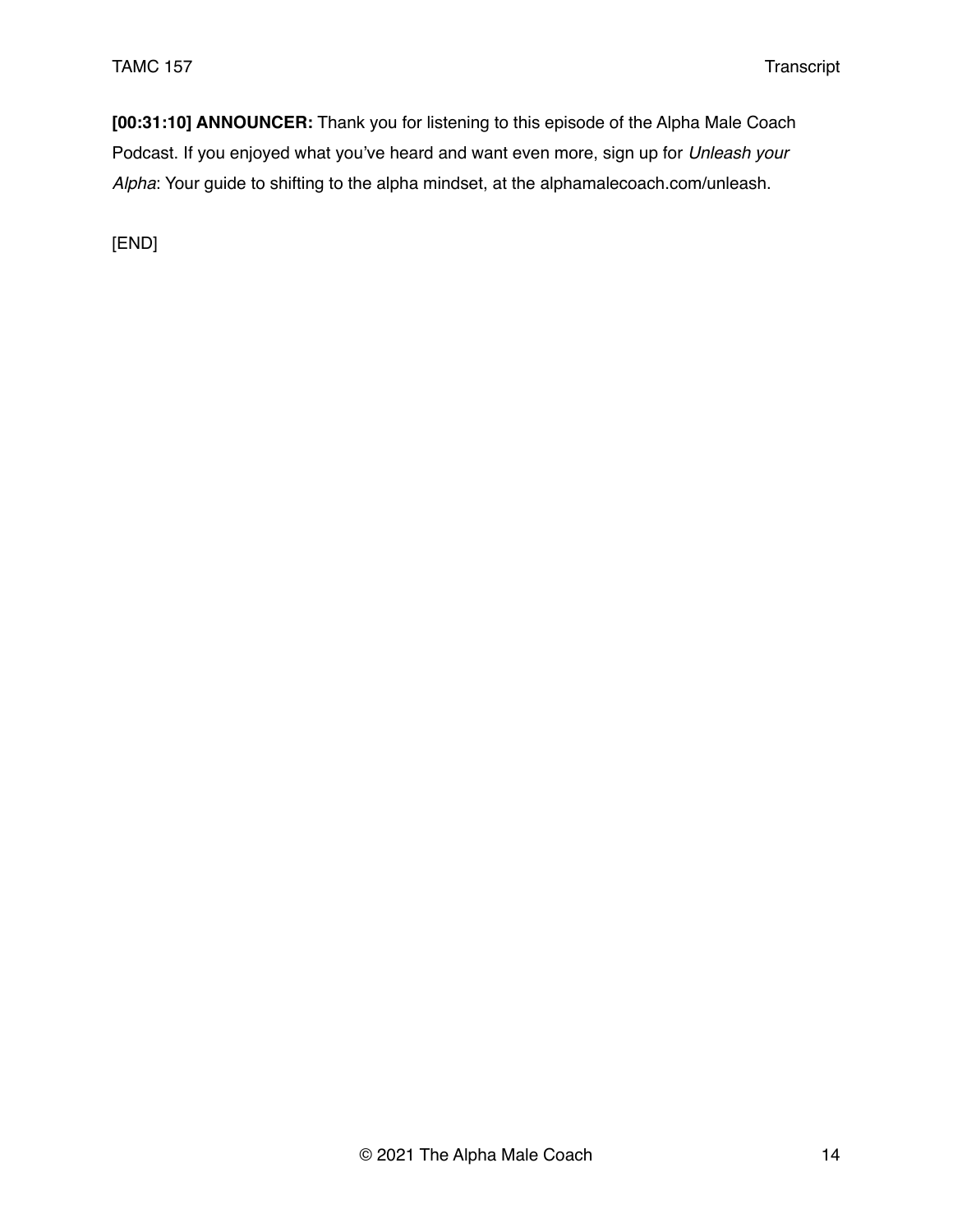**[00:31:10] ANNOUNCER:** Thank you for listening to this episode of the Alpha Male Coach Podcast. If you enjoyed what you've heard and want even more, sign up for *Unleash your Alpha*: Your guide to shifting to the alpha mindset, at the alphamalecoach.com/unleash.

[END]